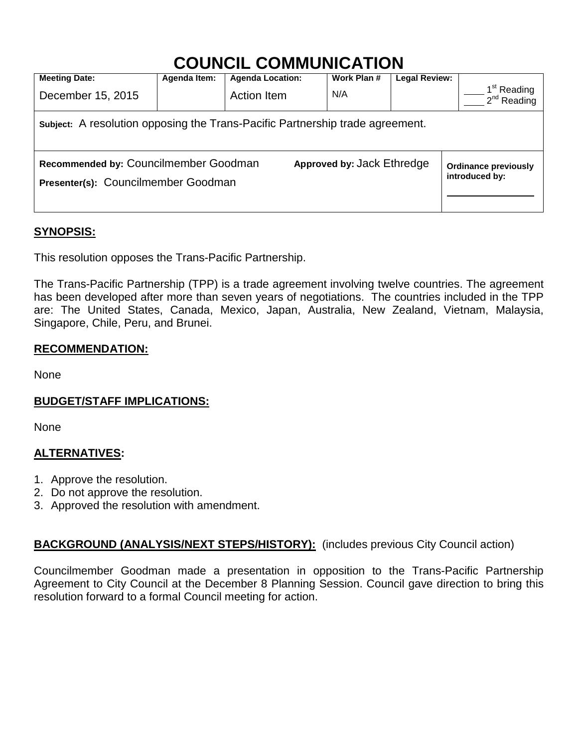# COUNCIL COMMUNICATION

| Meeting Date: | Agenda Item: | Agenda Location: | Work Plan # | Legal Review: | |
|---|---|---|---|---|---|
| December 15, 2015 | | Action Item | N/A | | ____ 1st Reading<br>____ 2nd Reading |
| **Subject:** A resolution opposing the Trans-Pacific Partnership trade agreement. | | | | | |
| **Recommended by:** Councilmember Goodman<br>**Presenter(s):** Councilmember Goodman | | | **Approved by:** Jack Ethredge | | **Ordinance previously introduced by:**<br>________________ |

## SYNOPSIS:

This resolution opposes the Trans-Pacific Partnership.

The Trans-Pacific Partnership (TPP) is a trade agreement involving twelve countries. The agreement has been developed after more than seven years of negotiations. The countries included in the TPP are: The United States, Canada, Mexico, Japan, Australia, New Zealand, Vietnam, Malaysia, Singapore, Chile, Peru, and Brunei.

## RECOMMENDATION:

None

## BUDGET/STAFF IMPLICATIONS:

None

## ALTERNATIVES:

1. Approve the resolution.
2. Do not approve the resolution.
3. Approved the resolution with amendment.

## BACKGROUND (ANALYSIS/NEXT STEPS/HISTORY): (includes previous City Council action)

Councilmember Goodman made a presentation in opposition to the Trans-Pacific Partnership Agreement to City Council at the December 8 Planning Session. Council gave direction to bring this resolution forward to a formal Council meeting for action.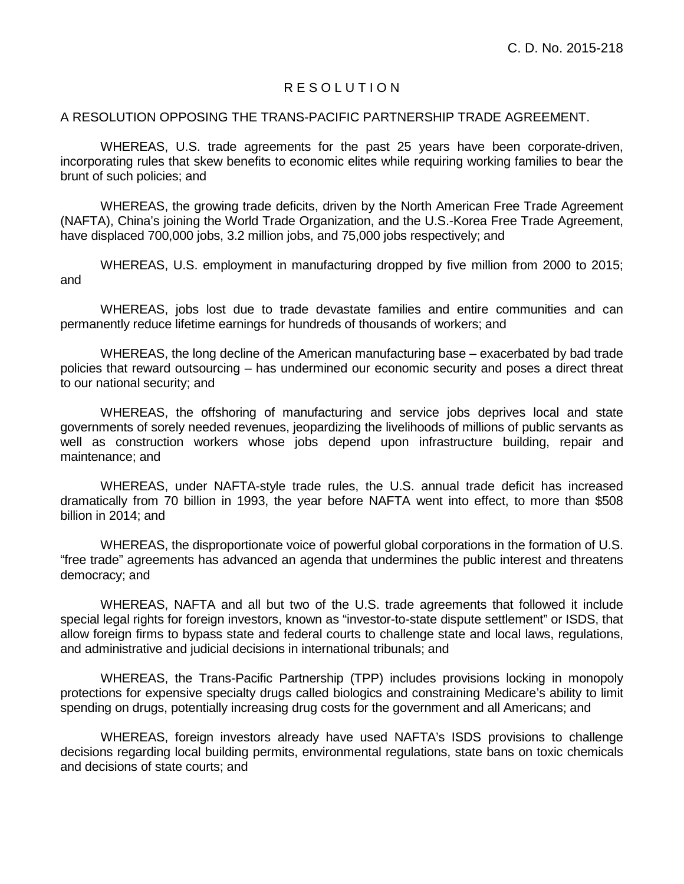C. D. No. 2015-218

# RESOLUTION

A RESOLUTION OPPOSING THE TRANS-PACIFIC PARTNERSHIP TRADE AGREEMENT.

WHEREAS, U.S. trade agreements for the past 25 years have been corporate-driven, incorporating rules that skew benefits to economic elites while requiring working families to bear the brunt of such policies; and

WHEREAS, the growing trade deficits, driven by the North American Free Trade Agreement (NAFTA), China's joining the World Trade Organization, and the U.S.-Korea Free Trade Agreement, have displaced 700,000 jobs, 3.2 million jobs, and 75,000 jobs respectively; and

WHEREAS, U.S. employment in manufacturing dropped by five million from 2000 to 2015; and

WHEREAS, jobs lost due to trade devastate families and entire communities and can permanently reduce lifetime earnings for hundreds of thousands of workers; and

WHEREAS, the long decline of the American manufacturing base – exacerbated by bad trade policies that reward outsourcing – has undermined our economic security and poses a direct threat to our national security; and

WHEREAS, the offshoring of manufacturing and service jobs deprives local and state governments of sorely needed revenues, jeopardizing the livelihoods of millions of public servants as well as construction workers whose jobs depend upon infrastructure building, repair and maintenance; and

WHEREAS, under NAFTA-style trade rules, the U.S. annual trade deficit has increased dramatically from 70 billion in 1993, the year before NAFTA went into effect, to more than $508 billion in 2014; and

WHEREAS, the disproportionate voice of powerful global corporations in the formation of U.S. "free trade" agreements has advanced an agenda that undermines the public interest and threatens democracy; and

WHEREAS, NAFTA and all but two of the U.S. trade agreements that followed it include special legal rights for foreign investors, known as "investor-to-state dispute settlement" or ISDS, that allow foreign firms to bypass state and federal courts to challenge state and local laws, regulations, and administrative and judicial decisions in international tribunals; and

WHEREAS, the Trans-Pacific Partnership (TPP) includes provisions locking in monopoly protections for expensive specialty drugs called biologics and constraining Medicare's ability to limit spending on drugs, potentially increasing drug costs for the government and all Americans; and

WHEREAS, foreign investors already have used NAFTA's ISDS provisions to challenge decisions regarding local building permits, environmental regulations, state bans on toxic chemicals and decisions of state courts; and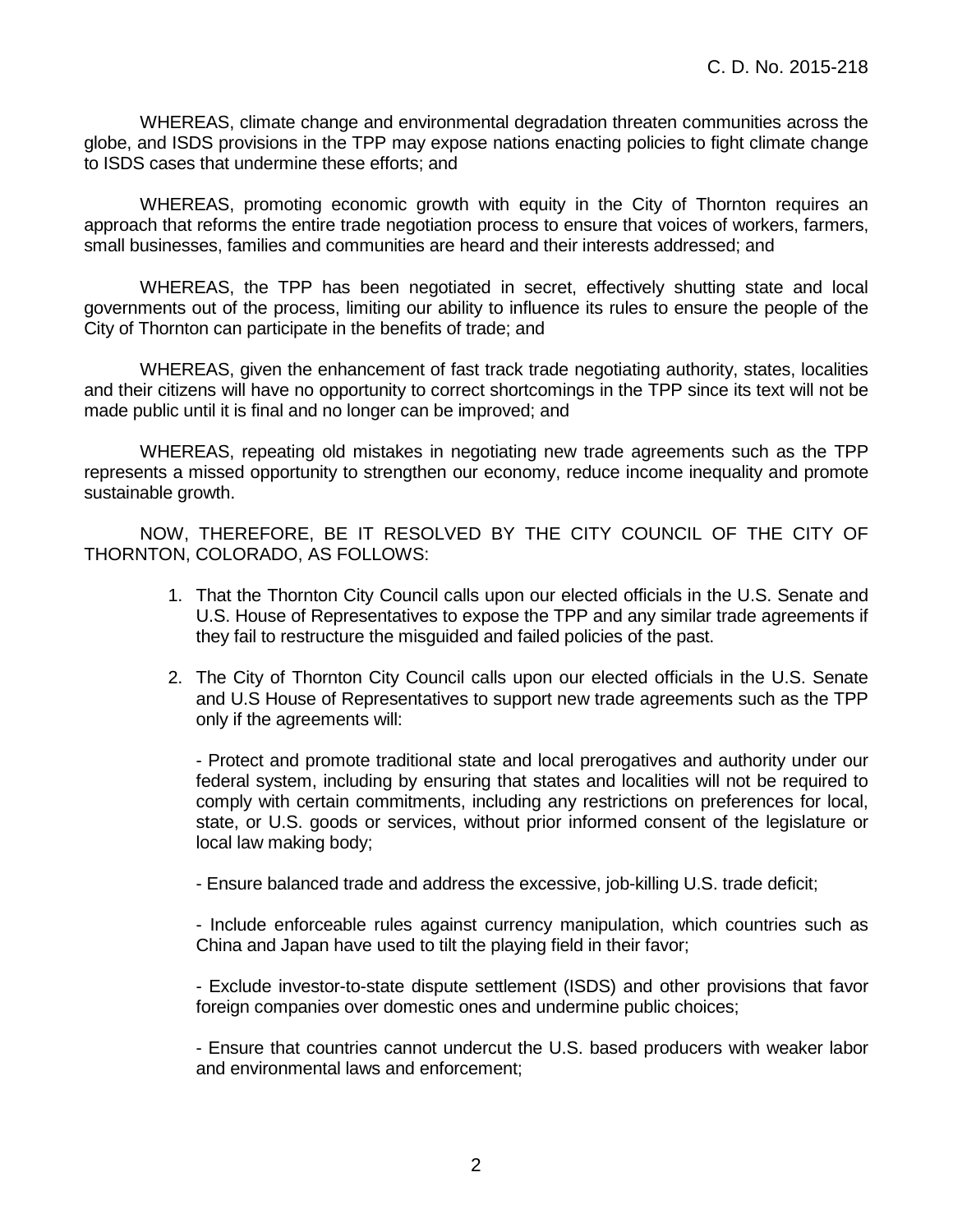WHEREAS, climate change and environmental degradation threaten communities across the globe, and ISDS provisions in the TPP may expose nations enacting policies to fight climate change to ISDS cases that undermine these efforts; and

WHEREAS, promoting economic growth with equity in the City of Thornton requires an approach that reforms the entire trade negotiation process to ensure that voices of workers, farmers, small businesses, families and communities are heard and their interests addressed; and

WHEREAS, the TPP has been negotiated in secret, effectively shutting state and local governments out of the process, limiting our ability to influence its rules to ensure the people of the City of Thornton can participate in the benefits of trade; and

WHEREAS, given the enhancement of fast track trade negotiating authority, states, localities and their citizens will have no opportunity to correct shortcomings in the TPP since its text will not be made public until it is final and no longer can be improved; and

WHEREAS, repeating old mistakes in negotiating new trade agreements such as the TPP represents a missed opportunity to strengthen our economy, reduce income inequality and promote sustainable growth.

NOW, THEREFORE, BE IT RESOLVED BY THE CITY COUNCIL OF THE CITY OF THORNTON, COLORADO, AS FOLLOWS:

1. That the Thornton City Council calls upon our elected officials in the U.S. Senate and U.S. House of Representatives to expose the TPP and any similar trade agreements if they fail to restructure the misguided and failed policies of the past.

2. The City of Thornton City Council calls upon our elected officials in the U.S. Senate and U.S House of Representatives to support new trade agreements such as the TPP only if the agreements will:

   - Protect and promote traditional state and local prerogatives and authority under our federal system, including by ensuring that states and localities will not be required to comply with certain commitments, including any restrictions on preferences for local, state, or U.S. goods or services, without prior informed consent of the legislature or local law making body;

   - Ensure balanced trade and address the excessive, job-killing U.S. trade deficit;

   - Include enforceable rules against currency manipulation, which countries such as China and Japan have used to tilt the playing field in their favor;

   - Exclude investor-to-state dispute settlement (ISDS) and other provisions that favor foreign companies over domestic ones and undermine public choices;

   - Ensure that countries cannot undercut the U.S. based producers with weaker labor and environmental laws and enforcement;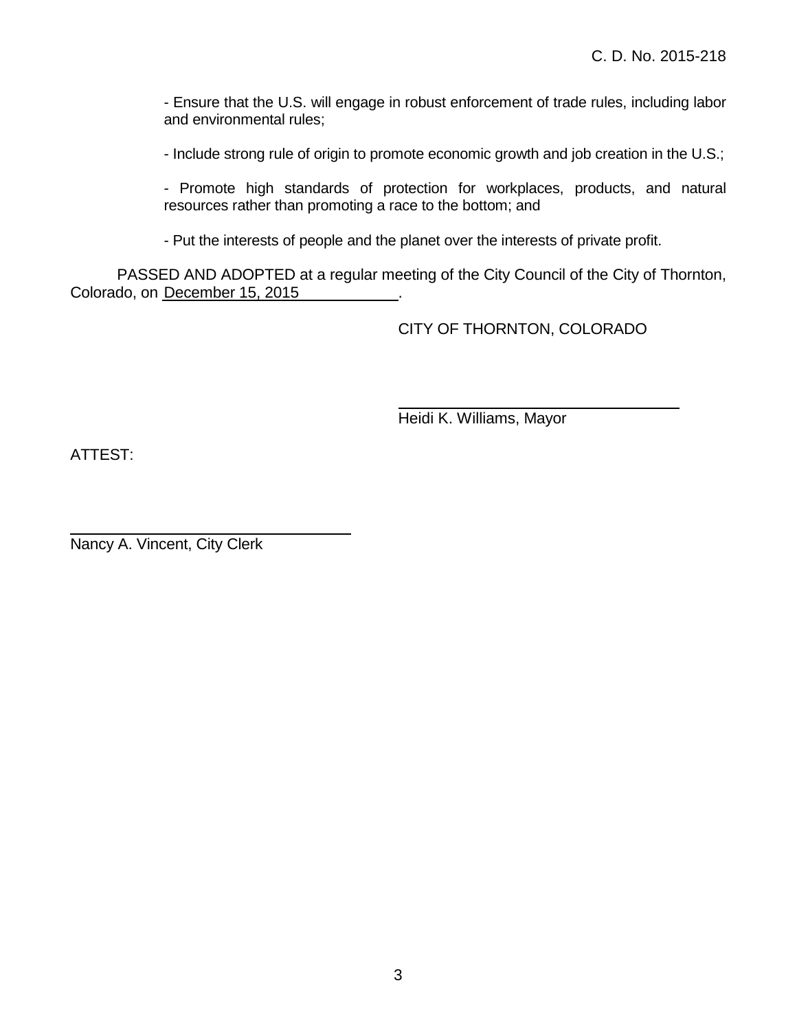C. D. No. 2015-218

- Ensure that the U.S. will engage in robust enforcement of trade rules, including labor and environmental rules;

- Include strong rule of origin to promote economic growth and job creation in the U.S.;

- Promote high standards of protection for workplaces, products, and natural resources rather than promoting a race to the bottom; and

- Put the interests of people and the planet over the interests of private profit.

PASSED AND ADOPTED at a regular meeting of the City Council of the City of Thornton, Colorado, on December 15, 2015.

CITY OF THORNTON, COLORADO

Heidi K. Williams, Mayor

ATTEST:

Nancy A. Vincent, City Clerk